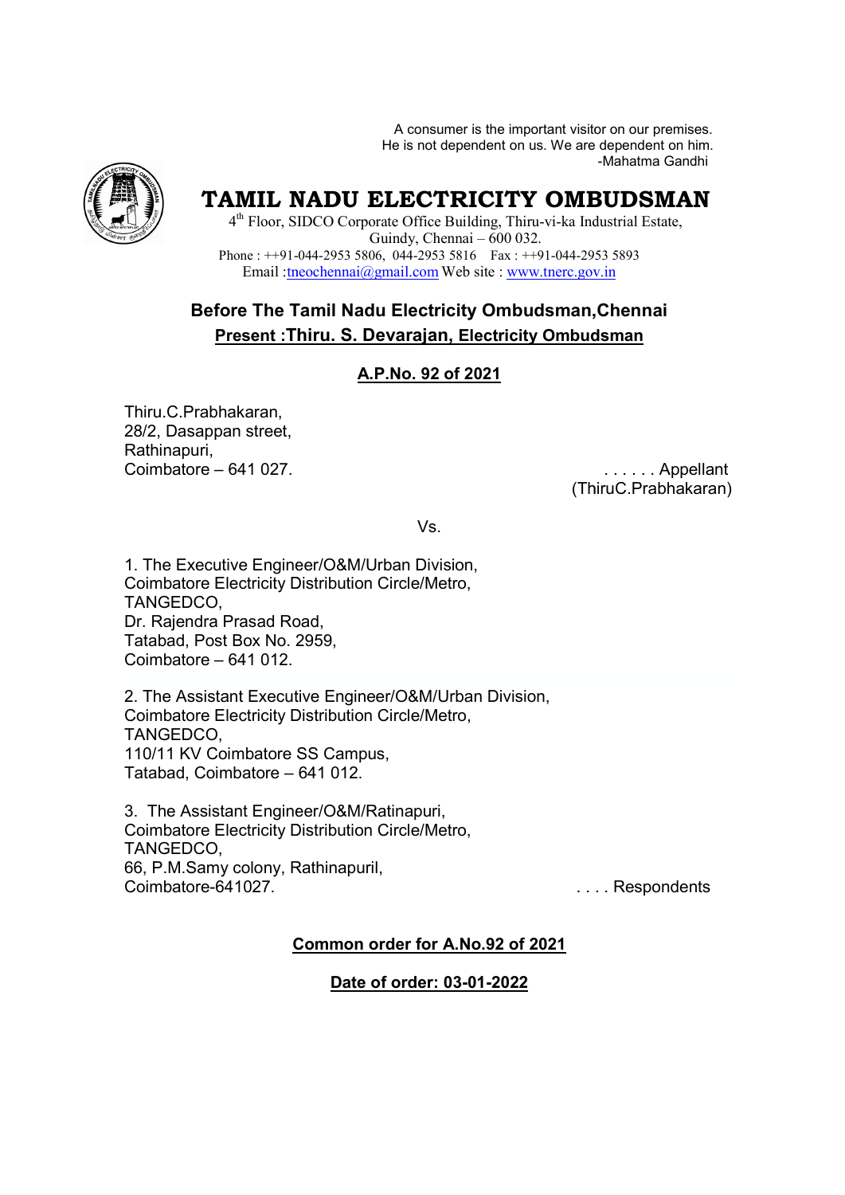A consumer is the important visitor on our premises.
He is not dependent on us. We are dependent on him.
-Mahatma Gandhi

# TAMIL NADU ELECTRICITY OMBUDSMAN

4th Floor, SIDCO Corporate Office Building, Thiru-vi-ka Industrial Estate,
Guindy, Chennai – 600 032.
Phone : ++91-044-2953 5806, 044-2953 5816 Fax : ++91-044-2953 5893
Email :tneochennai@gmail.com Web site : www.tnerc.gov.in

## Before The Tamil Nadu Electricity Ombudsman,Chennai

**Present :Thiru. S. Devarajan, Electricity Ombudsman**

**A.P.No. 92 of 2021**

Thiru.C.Prabhakaran,
28/2, Dasappan street,
Rathinapuri,
Coimbatore – 641 027. . . . . . . Appellant
(ThiruC.Prabhakaran)

Vs.

1. The Executive Engineer/O&M/Urban Division,
Coimbatore Electricity Distribution Circle/Metro,
TANGEDCO,
Dr. Rajendra Prasad Road,
Tatabad, Post Box No. 2959,
Coimbatore – 641 012.

2. The Assistant Executive Engineer/O&M/Urban Division,
Coimbatore Electricity Distribution Circle/Metro,
TANGEDCO,
110/11 KV Coimbatore SS Campus,
Tatabad, Coimbatore – 641 012.

3. The Assistant Engineer/O&M/Ratinapuri,
Coimbatore Electricity Distribution Circle/Metro,
TANGEDCO,
66, P.M.Samy colony, Rathinapuril,
Coimbatore-641027. . . . . Respondents

**Common order for A.No.92 of 2021**

**Date of order: 03-01-2022**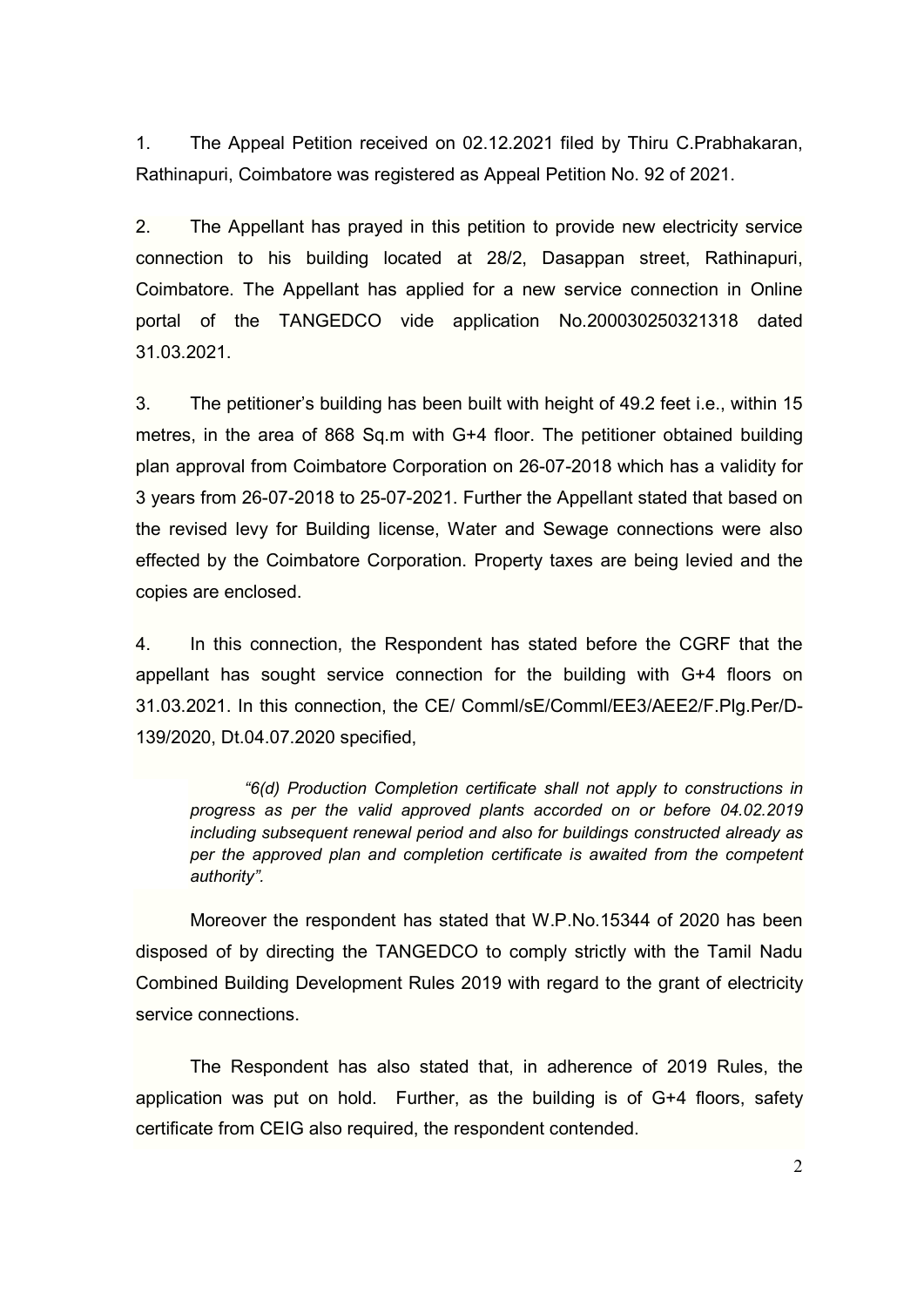1. The Appeal Petition received on 02.12.2021 filed by Thiru C.Prabhakaran, Rathinapuri, Coimbatore was registered as Appeal Petition No. 92 of 2021.

2. The Appellant has prayed in this petition to provide new electricity service connection to his building located at 28/2, Dasappan street, Rathinapuri, Coimbatore. The Appellant has applied for a new service connection in Online portal of the TANGEDCO vide application No.200030250321318 dated 31.03.2021.

3. The petitioner's building has been built with height of 49.2 feet i.e., within 15 metres, in the area of 868 Sq.m with G+4 floor. The petitioner obtained building plan approval from Coimbatore Corporation on 26-07-2018 which has a validity for 3 years from 26-07-2018 to 25-07-2021. Further the Appellant stated that based on the revised levy for Building license, Water and Sewage connections were also effected by the Coimbatore Corporation. Property taxes are being levied and the copies are enclosed.

4. In this connection, the Respondent has stated before the CGRF that the appellant has sought service connection for the building with G+4 floors on 31.03.2021. In this connection, the CE/ Comml/sE/Comml/EE3/AEE2/F.Plg.Per/D-139/2020, Dt.04.07.2020 specified,

> *"6(d) Production Completion certificate shall not apply to constructions in progress as per the valid approved plants accorded on or before 04.02.2019 including subsequent renewal period and also for buildings constructed already as per the approved plan and completion certificate is awaited from the competent authority".*

Moreover the respondent has stated that W.P.No.15344 of 2020 has been disposed of by directing the TANGEDCO to comply strictly with the Tamil Nadu Combined Building Development Rules 2019 with regard to the grant of electricity service connections.

The Respondent has also stated that, in adherence of 2019 Rules, the application was put on hold. Further, as the building is of G+4 floors, safety certificate from CEIG also required, the respondent contended.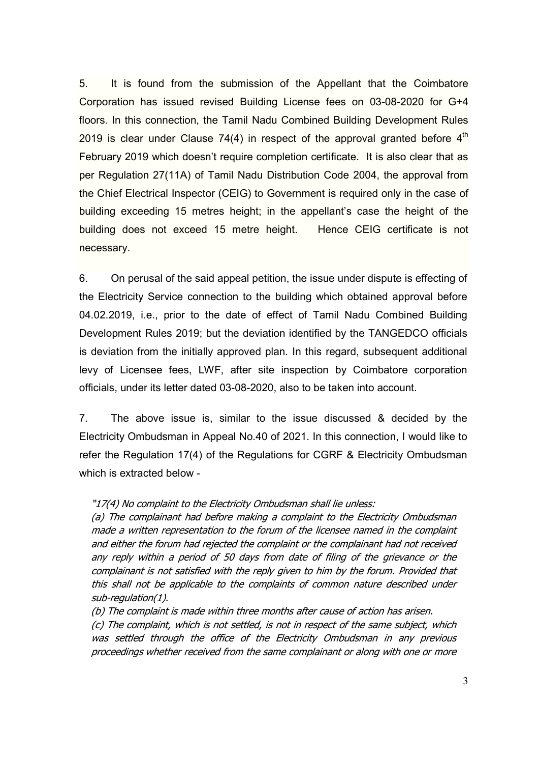5. It is found from the submission of the Appellant that the Coimbatore Corporation has issued revised Building License fees on 03-08-2020 for G+4 floors. In this connection, the Tamil Nadu Combined Building Development Rules 2019 is clear under Clause 74(4) in respect of the approval granted before 4th February 2019 which doesn't require completion certificate. It is also clear that as per Regulation 27(11A) of Tamil Nadu Distribution Code 2004, the approval from the Chief Electrical Inspector (CEIG) to Government is required only in the case of building exceeding 15 metres height; in the appellant's case the height of the building does not exceed 15 metre height. Hence CEIG certificate is not necessary.

6. On perusal of the said appeal petition, the issue under dispute is effecting of the Electricity Service connection to the building which obtained approval before 04.02.2019, i.e., prior to the date of effect of Tamil Nadu Combined Building Development Rules 2019; but the deviation identified by the TANGEDCO officials is deviation from the initially approved plan. In this regard, subsequent additional levy of Licensee fees, LWF, after site inspection by Coimbatore corporation officials, under its letter dated 03-08-2020, also to be taken into account.

7. The above issue is, similar to the issue discussed & decided by the Electricity Ombudsman in Appeal No.40 of 2021. In this connection, I would like to refer the Regulation 17(4) of the Regulations for CGRF & Electricity Ombudsman which is extracted below -

> *"17(4) No complaint to the Electricity Ombudsman shall lie unless:*
>
> *(a) The complainant had before making a complaint to the Electricity Ombudsman made a written representation to the forum of the licensee named in the complaint and either the forum had rejected the complaint or the complainant had not received any reply within a period of 50 days from date of filing of the grievance or the complainant is not satisfied with the reply given to him by the forum. Provided that this shall not be applicable to the complaints of common nature described under sub-regulation(1).*
>
> *(b) The complaint is made within three months after cause of action has arisen.*
>
> *(c) The complaint, which is not settled, is not in respect of the same subject, which was settled through the office of the Electricity Ombudsman in any previous proceedings whether received from the same complainant or along with one or more*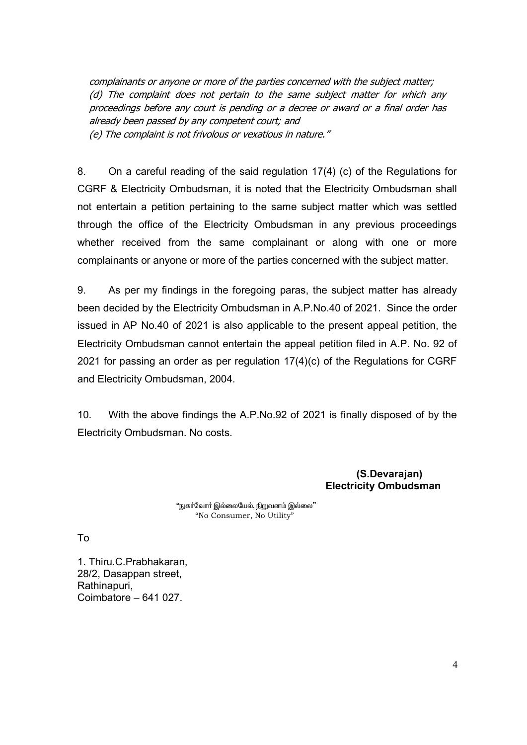*complainants or anyone or more of the parties concerned with the subject matter;*
*(d) The complaint does not pertain to the same subject matter for which any proceedings before any court is pending or a decree or award or a final order has already been passed by any competent court; and*
*(e) The complaint is not frivolous or vexatious in nature."*

8. On a careful reading of the said regulation 17(4) (c) of the Regulations for CGRF & Electricity Ombudsman, it is noted that the Electricity Ombudsman shall not entertain a petition pertaining to the same subject matter which was settled through the office of the Electricity Ombudsman in any previous proceedings whether received from the same complainant or along with one or more complainants or anyone or more of the parties concerned with the subject matter.

9. As per my findings in the foregoing paras, the subject matter has already been decided by the Electricity Ombudsman in A.P.No.40 of 2021. Since the order issued in AP No.40 of 2021 is also applicable to the present appeal petition, the Electricity Ombudsman cannot entertain the appeal petition filed in A.P. No. 92 of 2021 for passing an order as per regulation 17(4)(c) of the Regulations for CGRF and Electricity Ombudsman, 2004.

10. With the above findings the A.P.No.92 of 2021 is finally disposed of by the Electricity Ombudsman. No costs.

**(S.Devarajan)**
**Electricity Ombudsman**

"நுகர்வோர் இல்லையேல், நிறுவனம் இல்லை"
"No Consumer, No Utility"

To

1. Thiru.C.Prabhakaran,
28/2, Dasappan street,
Rathinapuri,
Coimbatore – 641 027.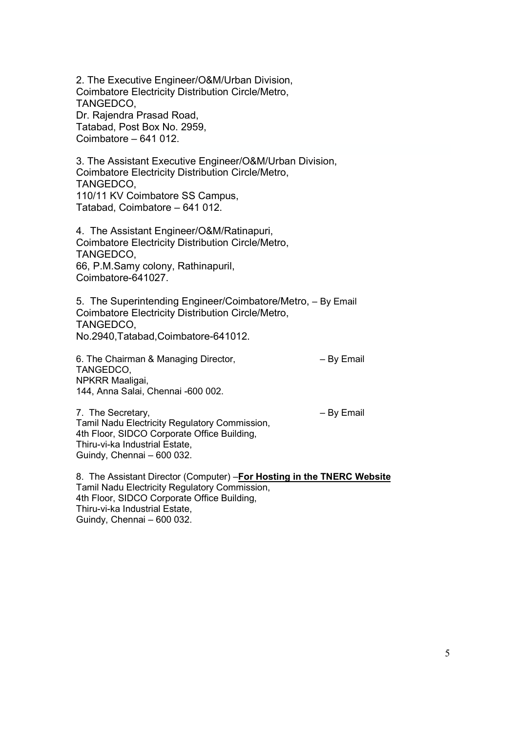2. The Executive Engineer/O&M/Urban Division,
Coimbatore Electricity Distribution Circle/Metro,
TANGEDCO,
Dr. Rajendra Prasad Road,
Tatabad, Post Box No. 2959,
Coimbatore – 641 012.

3. The Assistant Executive Engineer/O&M/Urban Division,
Coimbatore Electricity Distribution Circle/Metro,
TANGEDCO,
110/11 KV Coimbatore SS Campus,
Tatabad, Coimbatore – 641 012.

4. The Assistant Engineer/O&M/Ratinapuri,
Coimbatore Electricity Distribution Circle/Metro,
TANGEDCO,
66, P.M.Samy colony, Rathinapuril,
Coimbatore-641027.

5. The Superintending Engineer/Coimbatore/Metro, – By Email
Coimbatore Electricity Distribution Circle/Metro,
TANGEDCO,
No.2940,Tatabad,Coimbatore-641012.

6. The Chairman & Managing Director, – By Email
TANGEDCO,
NPKRR Maaligai,
144, Anna Salai, Chennai -600 002.

7. The Secretary, – By Email
Tamil Nadu Electricity Regulatory Commission,
4th Floor, SIDCO Corporate Office Building,
Thiru-vi-ka Industrial Estate,
Guindy, Chennai – 600 032.

8. The Assistant Director (Computer) –**For Hosting in the TNERC Website**
Tamil Nadu Electricity Regulatory Commission,
4th Floor, SIDCO Corporate Office Building,
Thiru-vi-ka Industrial Estate,
Guindy, Chennai – 600 032.